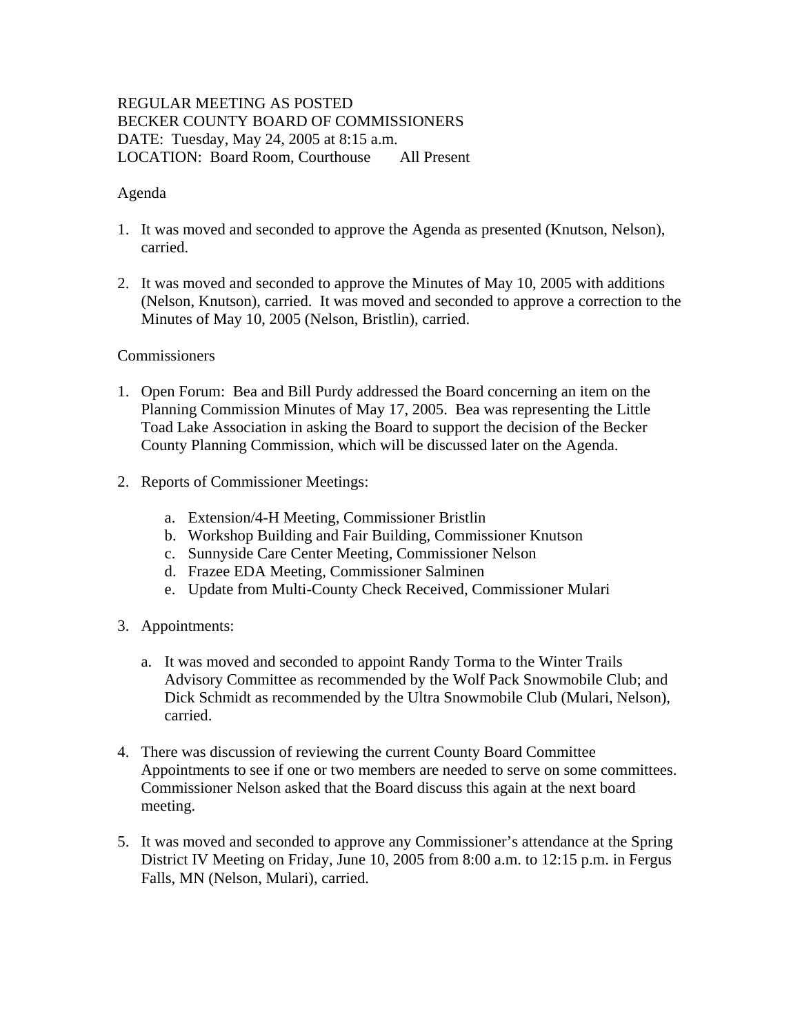REGULAR MEETING AS POSTED
BECKER COUNTY BOARD OF COMMISSIONERS
DATE: Tuesday, May 24, 2005 at 8:15 a.m.
LOCATION: Board Room, Courthouse All Present

Agenda

1. It was moved and seconded to approve the Agenda as presented (Knutson, Nelson), carried.

2. It was moved and seconded to approve the Minutes of May 10, 2005 with additions (Nelson, Knutson), carried. It was moved and seconded to approve a correction to the Minutes of May 10, 2005 (Nelson, Bristlin), carried.

Commissioners

1. Open Forum: Bea and Bill Purdy addressed the Board concerning an item on the Planning Commission Minutes of May 17, 2005. Bea was representing the Little Toad Lake Association in asking the Board to support the decision of the Becker County Planning Commission, which will be discussed later on the Agenda.

2. Reports of Commissioner Meetings:

    a. Extension/4-H Meeting, Commissioner Bristlin
    b. Workshop Building and Fair Building, Commissioner Knutson
    c. Sunnyside Care Center Meeting, Commissioner Nelson
    d. Frazee EDA Meeting, Commissioner Salminen
    e. Update from Multi-County Check Received, Commissioner Mulari

3. Appointments:

    a. It was moved and seconded to appoint Randy Torma to the Winter Trails Advisory Committee as recommended by the Wolf Pack Snowmobile Club; and Dick Schmidt as recommended by the Ultra Snowmobile Club (Mulari, Nelson), carried.

4. There was discussion of reviewing the current County Board Committee Appointments to see if one or two members are needed to serve on some committees. Commissioner Nelson asked that the Board discuss this again at the next board meeting.

5. It was moved and seconded to approve any Commissioner's attendance at the Spring District IV Meeting on Friday, June 10, 2005 from 8:00 a.m. to 12:15 p.m. in Fergus Falls, MN (Nelson, Mulari), carried.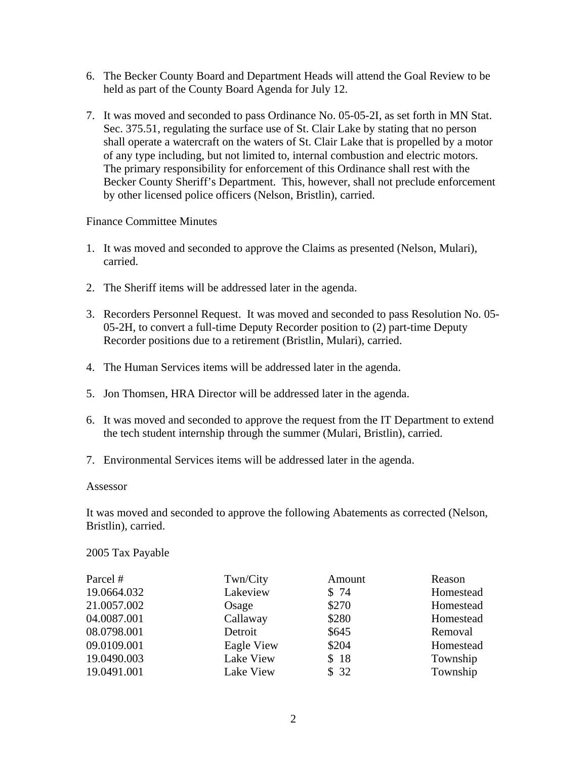6. The Becker County Board and Department Heads will attend the Goal Review to be held as part of the County Board Agenda for July 12.

7. It was moved and seconded to pass Ordinance No. 05-05-2I, as set forth in MN Stat. Sec. 375.51, regulating the surface use of St. Clair Lake by stating that no person shall operate a watercraft on the waters of St. Clair Lake that is propelled by a motor of any type including, but not limited to, internal combustion and electric motors. The primary responsibility for enforcement of this Ordinance shall rest with the Becker County Sheriff's Department. This, however, shall not preclude enforcement by other licensed police officers (Nelson, Bristlin), carried.

Finance Committee Minutes

1. It was moved and seconded to approve the Claims as presented (Nelson, Mulari), carried.

2. The Sheriff items will be addressed later in the agenda.

3. Recorders Personnel Request. It was moved and seconded to pass Resolution No. 05-05-2H, to convert a full-time Deputy Recorder position to (2) part-time Deputy Recorder positions due to a retirement (Bristlin, Mulari), carried.

4. The Human Services items will be addressed later in the agenda.

5. Jon Thomsen, HRA Director will be addressed later in the agenda.

6. It was moved and seconded to approve the request from the IT Department to extend the tech student internship through the summer (Mulari, Bristlin), carried.

7. Environmental Services items will be addressed later in the agenda.

Assessor

It was moved and seconded to approve the following Abatements as corrected (Nelson, Bristlin), carried.

2005 Tax Payable

| Parcel # | Twn/City | Amount | Reason |
|---|---|---|---|
| 19.0664.032 | Lakeview | $ 74 | Homestead |
| 21.0057.002 | Osage | $270 | Homestead |
| 04.0087.001 | Callaway | $280 | Homestead |
| 08.0798.001 | Detroit | $645 | Removal |
| 09.0109.001 | Eagle View | $204 | Homestead |
| 19.0490.003 | Lake View | $ 18 | Township |
| 19.0491.001 | Lake View | $ 32 | Township |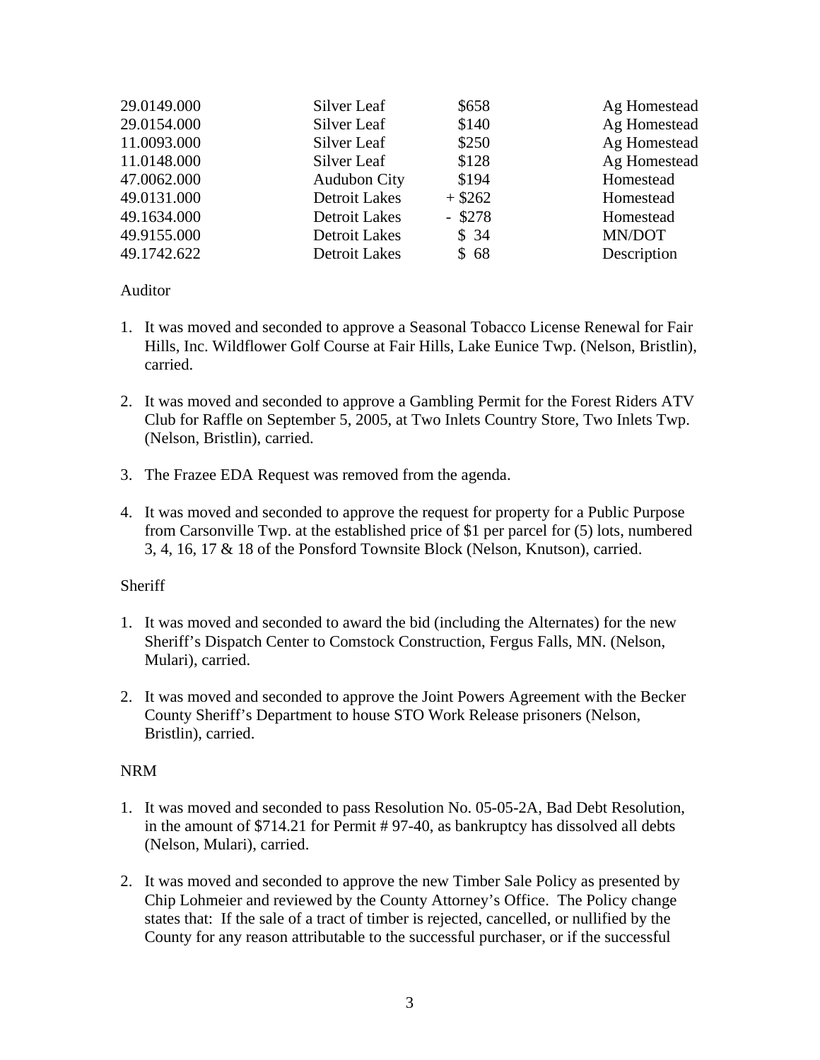| | | | |
|---|---|---|---|
| 29.0149.000 | Silver Leaf | $658 | Ag Homestead |
| 29.0154.000 | Silver Leaf | $140 | Ag Homestead |
| 11.0093.000 | Silver Leaf | $250 | Ag Homestead |
| 11.0148.000 | Silver Leaf | $128 | Ag Homestead |
| 47.0062.000 | Audubon City | $194 | Homestead |
| 49.0131.000 | Detroit Lakes | + $262 | Homestead |
| 49.1634.000 | Detroit Lakes | - $278 | Homestead |
| 49.9155.000 | Detroit Lakes | $ 34 | MN/DOT |
| 49.1742.622 | Detroit Lakes | $ 68 | Description |

Auditor

1. It was moved and seconded to approve a Seasonal Tobacco License Renewal for Fair Hills, Inc. Wildflower Golf Course at Fair Hills, Lake Eunice Twp. (Nelson, Bristlin), carried.

2. It was moved and seconded to approve a Gambling Permit for the Forest Riders ATV Club for Raffle on September 5, 2005, at Two Inlets Country Store, Two Inlets Twp. (Nelson, Bristlin), carried.

3. The Frazee EDA Request was removed from the agenda.

4. It was moved and seconded to approve the request for property for a Public Purpose from Carsonville Twp. at the established price of $1 per parcel for (5) lots, numbered 3, 4, 16, 17 & 18 of the Ponsford Townsite Block (Nelson, Knutson), carried.

Sheriff

1. It was moved and seconded to award the bid (including the Alternates) for the new Sheriff's Dispatch Center to Comstock Construction, Fergus Falls, MN. (Nelson, Mulari), carried.

2. It was moved and seconded to approve the Joint Powers Agreement with the Becker County Sheriff's Department to house STO Work Release prisoners (Nelson, Bristlin), carried.

NRM

1. It was moved and seconded to pass Resolution No. 05-05-2A, Bad Debt Resolution, in the amount of $714.21 for Permit # 97-40, as bankruptcy has dissolved all debts (Nelson, Mulari), carried.

2. It was moved and seconded to approve the new Timber Sale Policy as presented by Chip Lohmeier and reviewed by the County Attorney's Office. The Policy change states that: If the sale of a tract of timber is rejected, cancelled, or nullified by the County for any reason attributable to the successful purchaser, or if the successful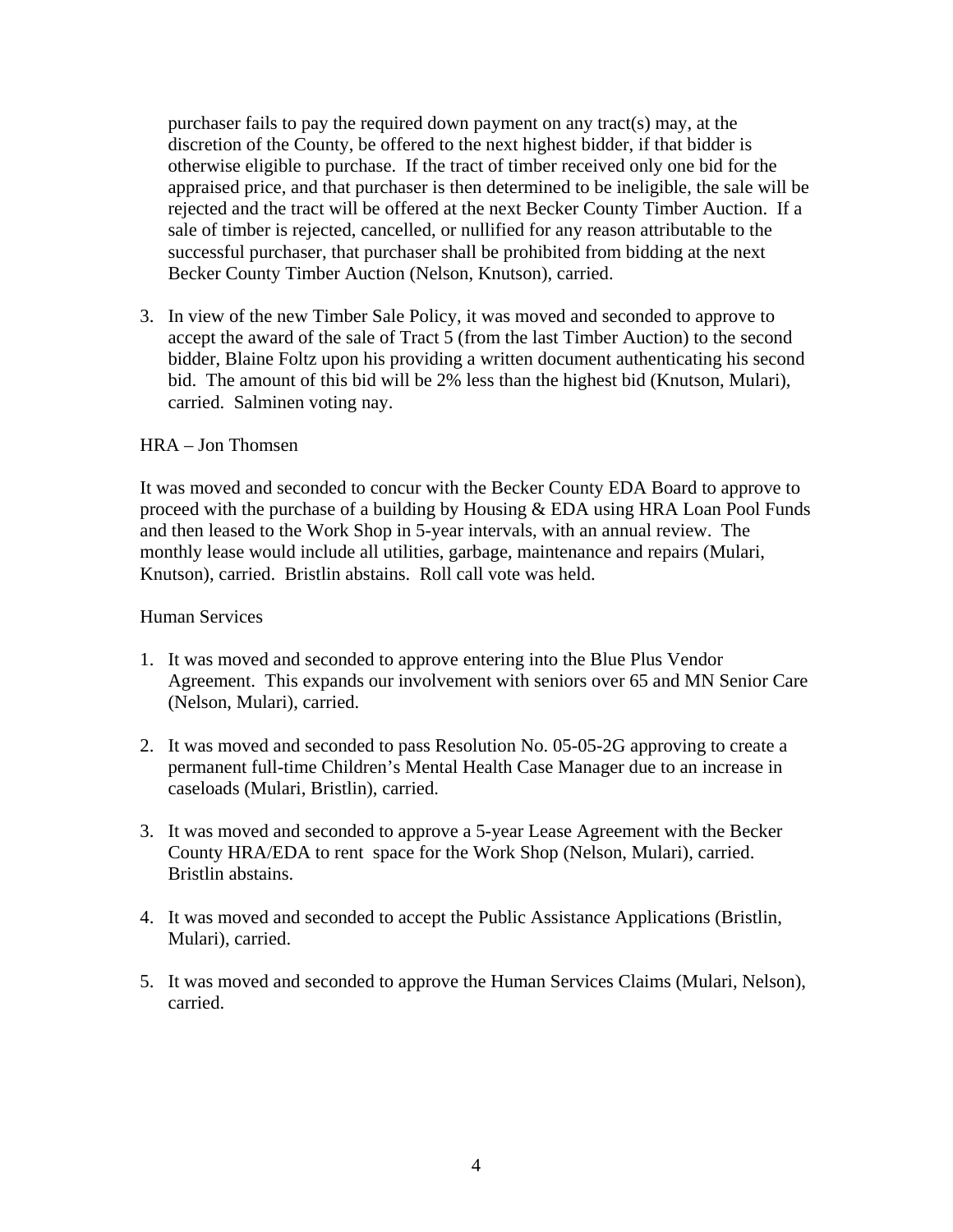purchaser fails to pay the required down payment on any tract(s) may, at the discretion of the County, be offered to the next highest bidder, if that bidder is otherwise eligible to purchase. If the tract of timber received only one bid for the appraised price, and that purchaser is then determined to be ineligible, the sale will be rejected and the tract will be offered at the next Becker County Timber Auction. If a sale of timber is rejected, cancelled, or nullified for any reason attributable to the successful purchaser, that purchaser shall be prohibited from bidding at the next Becker County Timber Auction (Nelson, Knutson), carried.

3. In view of the new Timber Sale Policy, it was moved and seconded to approve to accept the award of the sale of Tract 5 (from the last Timber Auction) to the second bidder, Blaine Foltz upon his providing a written document authenticating his second bid. The amount of this bid will be 2% less than the highest bid (Knutson, Mulari), carried. Salminen voting nay.

HRA – Jon Thomsen

It was moved and seconded to concur with the Becker County EDA Board to approve to proceed with the purchase of a building by Housing & EDA using HRA Loan Pool Funds and then leased to the Work Shop in 5-year intervals, with an annual review. The monthly lease would include all utilities, garbage, maintenance and repairs (Mulari, Knutson), carried. Bristlin abstains. Roll call vote was held.

Human Services

1. It was moved and seconded to approve entering into the Blue Plus Vendor Agreement. This expands our involvement with seniors over 65 and MN Senior Care (Nelson, Mulari), carried.

2. It was moved and seconded to pass Resolution No. 05-05-2G approving to create a permanent full-time Children's Mental Health Case Manager due to an increase in caseloads (Mulari, Bristlin), carried.

3. It was moved and seconded to approve a 5-year Lease Agreement with the Becker County HRA/EDA to rent space for the Work Shop (Nelson, Mulari), carried. Bristlin abstains.

4. It was moved and seconded to accept the Public Assistance Applications (Bristlin, Mulari), carried.

5. It was moved and seconded to approve the Human Services Claims (Mulari, Nelson), carried.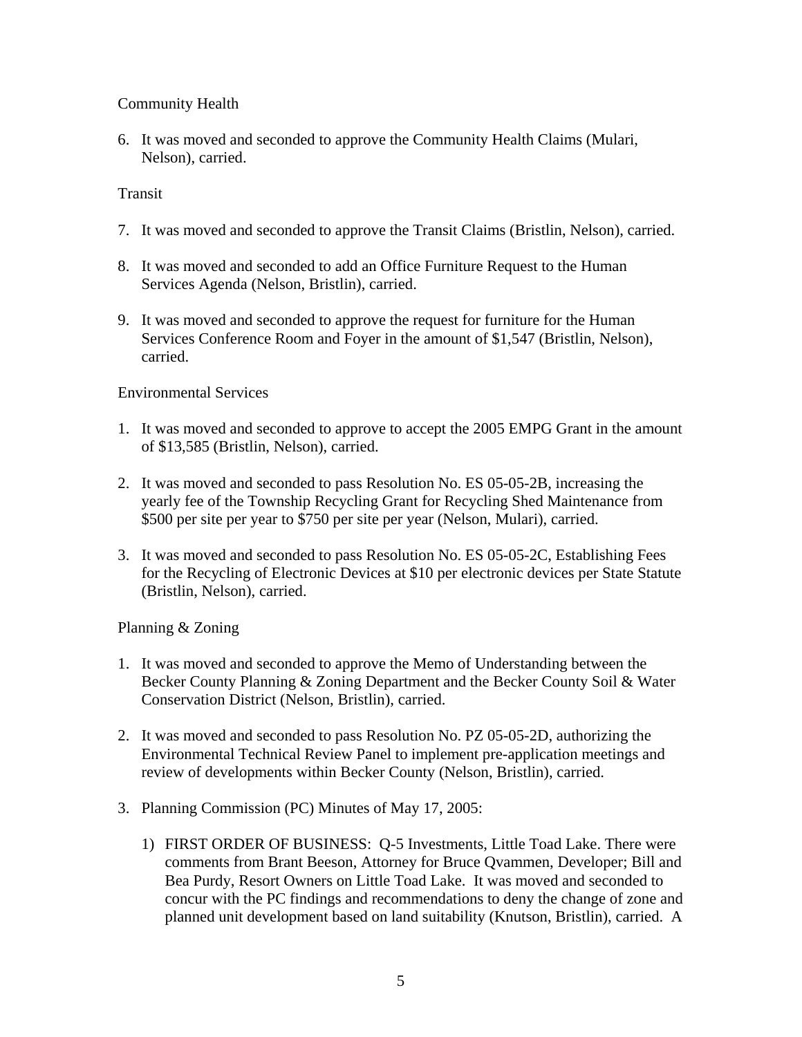Community Health

6. It was moved and seconded to approve the Community Health Claims (Mulari, Nelson), carried.

Transit

7. It was moved and seconded to approve the Transit Claims (Bristlin, Nelson), carried.

8. It was moved and seconded to add an Office Furniture Request to the Human Services Agenda (Nelson, Bristlin), carried.

9. It was moved and seconded to approve the request for furniture for the Human Services Conference Room and Foyer in the amount of $1,547 (Bristlin, Nelson), carried.

Environmental Services

1. It was moved and seconded to approve to accept the 2005 EMPG Grant in the amount of $13,585 (Bristlin, Nelson), carried.

2. It was moved and seconded to pass Resolution No. ES 05-05-2B, increasing the yearly fee of the Township Recycling Grant for Recycling Shed Maintenance from $500 per site per year to $750 per site per year (Nelson, Mulari), carried.

3. It was moved and seconded to pass Resolution No. ES 05-05-2C, Establishing Fees for the Recycling of Electronic Devices at $10 per electronic devices per State Statute (Bristlin, Nelson), carried.

Planning & Zoning

1. It was moved and seconded to approve the Memo of Understanding between the Becker County Planning & Zoning Department and the Becker County Soil & Water Conservation District (Nelson, Bristlin), carried.

2. It was moved and seconded to pass Resolution No. PZ 05-05-2D, authorizing the Environmental Technical Review Panel to implement pre-application meetings and review of developments within Becker County (Nelson, Bristlin), carried.

3. Planning Commission (PC) Minutes of May 17, 2005:

    1) FIRST ORDER OF BUSINESS: Q-5 Investments, Little Toad Lake. There were comments from Brant Beeson, Attorney for Bruce Qvammen, Developer; Bill and Bea Purdy, Resort Owners on Little Toad Lake. It was moved and seconded to concur with the PC findings and recommendations to deny the change of zone and planned unit development based on land suitability (Knutson, Bristlin), carried. A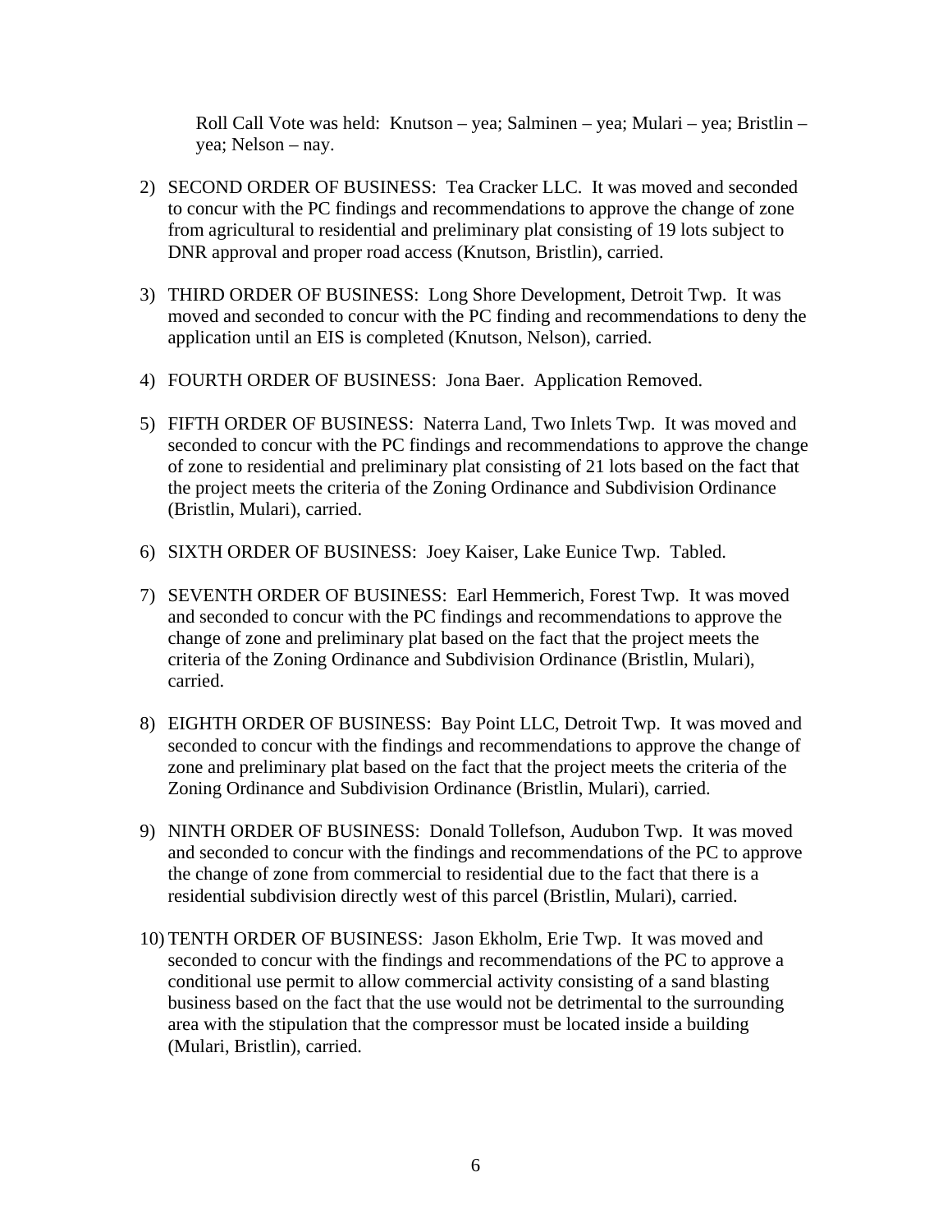Roll Call Vote was held: Knutson – yea; Salminen – yea; Mulari – yea; Bristlin – yea; Nelson – nay.

2) SECOND ORDER OF BUSINESS: Tea Cracker LLC. It was moved and seconded to concur with the PC findings and recommendations to approve the change of zone from agricultural to residential and preliminary plat consisting of 19 lots subject to DNR approval and proper road access (Knutson, Bristlin), carried.

3) THIRD ORDER OF BUSINESS: Long Shore Development, Detroit Twp. It was moved and seconded to concur with the PC finding and recommendations to deny the application until an EIS is completed (Knutson, Nelson), carried.

4) FOURTH ORDER OF BUSINESS: Jona Baer. Application Removed.

5) FIFTH ORDER OF BUSINESS: Naterra Land, Two Inlets Twp. It was moved and seconded to concur with the PC findings and recommendations to approve the change of zone to residential and preliminary plat consisting of 21 lots based on the fact that the project meets the criteria of the Zoning Ordinance and Subdivision Ordinance (Bristlin, Mulari), carried.

6) SIXTH ORDER OF BUSINESS: Joey Kaiser, Lake Eunice Twp. Tabled.

7) SEVENTH ORDER OF BUSINESS: Earl Hemmerich, Forest Twp. It was moved and seconded to concur with the PC findings and recommendations to approve the change of zone and preliminary plat based on the fact that the project meets the criteria of the Zoning Ordinance and Subdivision Ordinance (Bristlin, Mulari), carried.

8) EIGHTH ORDER OF BUSINESS: Bay Point LLC, Detroit Twp. It was moved and seconded to concur with the findings and recommendations to approve the change of zone and preliminary plat based on the fact that the project meets the criteria of the Zoning Ordinance and Subdivision Ordinance (Bristlin, Mulari), carried.

9) NINTH ORDER OF BUSINESS: Donald Tollefson, Audubon Twp. It was moved and seconded to concur with the findings and recommendations of the PC to approve the change of zone from commercial to residential due to the fact that there is a residential subdivision directly west of this parcel (Bristlin, Mulari), carried.

10) TENTH ORDER OF BUSINESS: Jason Ekholm, Erie Twp. It was moved and seconded to concur with the findings and recommendations of the PC to approve a conditional use permit to allow commercial activity consisting of a sand blasting business based on the fact that the use would not be detrimental to the surrounding area with the stipulation that the compressor must be located inside a building (Mulari, Bristlin), carried.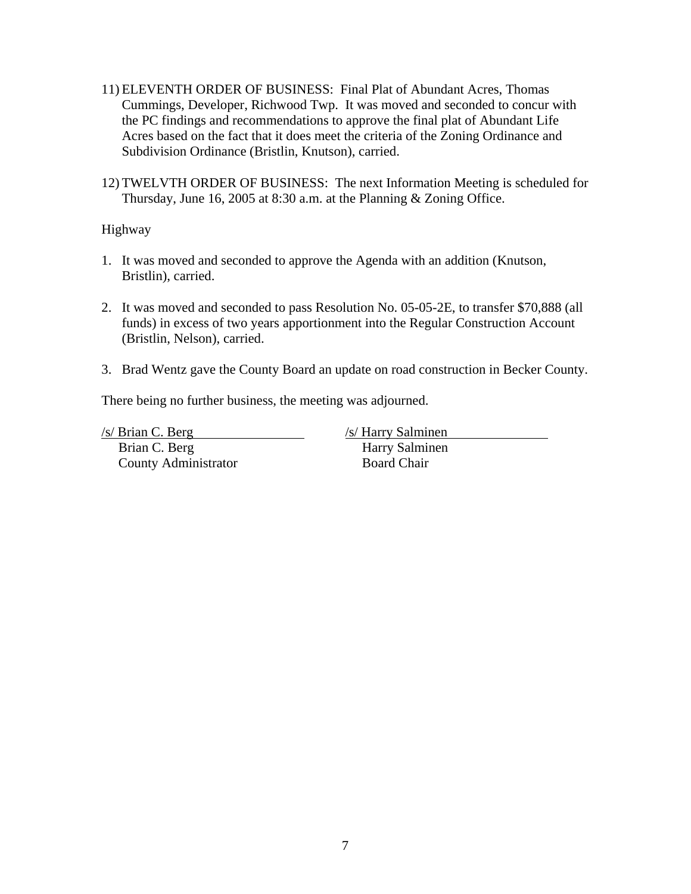11) ELEVENTH ORDER OF BUSINESS: Final Plat of Abundant Acres, Thomas Cummings, Developer, Richwood Twp. It was moved and seconded to concur with the PC findings and recommendations to approve the final plat of Abundant Life Acres based on the fact that it does meet the criteria of the Zoning Ordinance and Subdivision Ordinance (Bristlin, Knutson), carried.

12) TWELVTH ORDER OF BUSINESS: The next Information Meeting is scheduled for Thursday, June 16, 2005 at 8:30 a.m. at the Planning & Zoning Office.

Highway

1. It was moved and seconded to approve the Agenda with an addition (Knutson, Bristlin), carried.

2. It was moved and seconded to pass Resolution No. 05-05-2E, to transfer $70,888 (all funds) in excess of two years apportionment into the Regular Construction Account (Bristlin, Nelson), carried.

3. Brad Wentz gave the County Board an update on road construction in Becker County.

There being no further business, the meeting was adjourned.

| | |
|---|---|
| /s/ Brian C. Berg | /s/ Harry Salminen |
| Brian C. Berg | Harry Salminen |
| County Administrator | Board Chair |